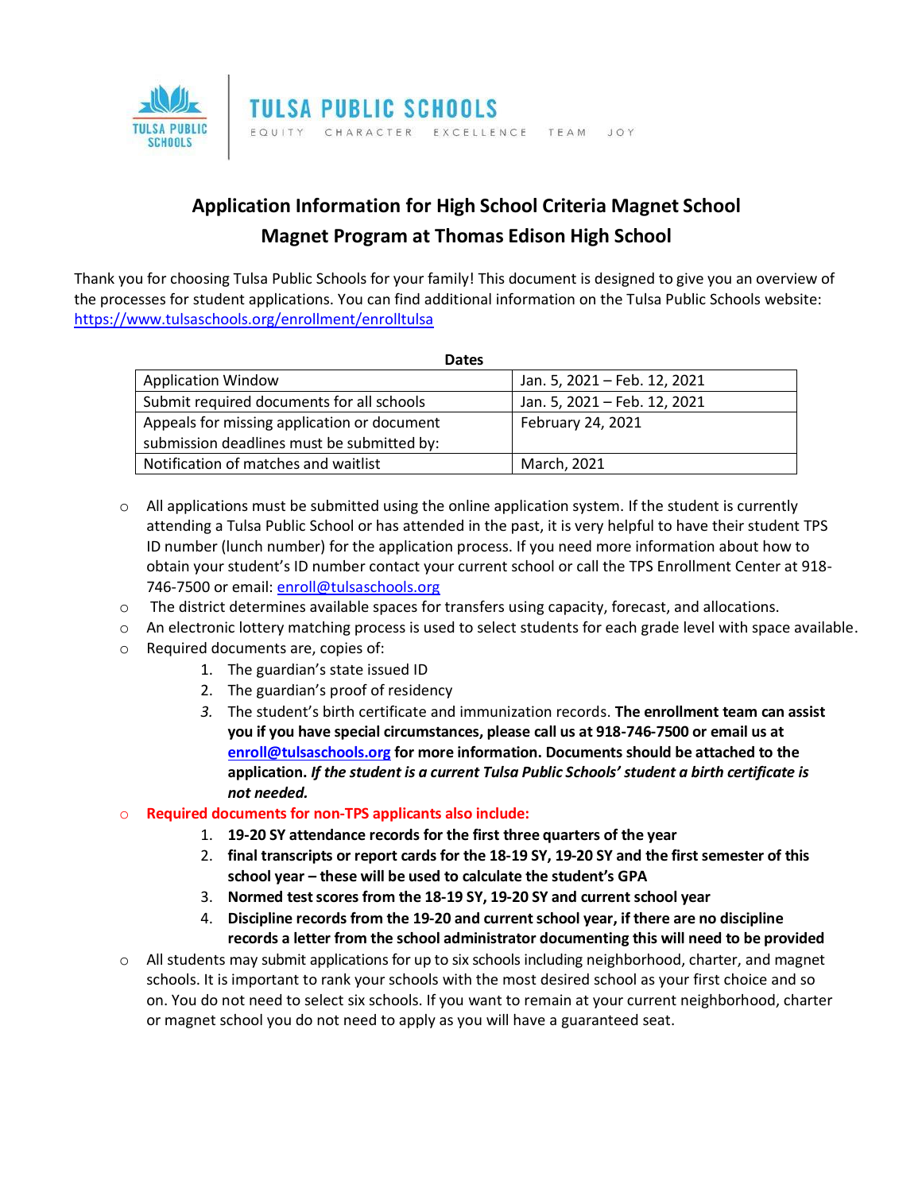TULSA PUBLIC SCHOOLS

EQUITY CHARACTER EXCELLENCE TEAM JOY

# Application Information for High School Criteria Magnet School
## Magnet Program at Thomas Edison High School

Thank you for choosing Tulsa Public Schools for your family! This document is designed to give you an overview of the processes for student applications. You can find additional information on the Tulsa Public Schools website: https://www.tulsaschools.org/enrollment/enrolltulsa

**Dates**

| | |
|---|---|
| Application Window | Jan. 5, 2021 – Feb. 12, 2021 |
| Submit required documents for all schools | Jan. 5, 2021 – Feb. 12, 2021 |
| Appeals for missing application or document submission deadlines must be submitted by: | February 24, 2021 |
| Notification of matches and waitlist | March, 2021 |

- All applications must be submitted using the online application system. If the student is currently attending a Tulsa Public School or has attended in the past, it is very helpful to have their student TPS ID number (lunch number) for the application process. If you need more information about how to obtain your student's ID number contact your current school or call the TPS Enrollment Center at 918-746-7500 or email: enroll@tulsaschools.org
- The district determines available spaces for transfers using capacity, forecast, and allocations.
- An electronic lottery matching process is used to select students for each grade level with space available.
- Required documents are, copies of:
  1. The guardian's state issued ID
  2. The guardian's proof of residency
  3. The student's birth certificate and immunization records. **The enrollment team can assist you if you have special circumstances, please call us at 918-746-7500 or email us at enroll@tulsaschools.org for more information. Documents should be attached to the application.** ***If the student is a current Tulsa Public Schools' student a birth certificate is not needed.***
- **Required documents for non-TPS applicants also include:**
  1. **19-20 SY attendance records for the first three quarters of the year**
  2. **final transcripts or report cards for the 18-19 SY, 19-20 SY and the first semester of this school year – these will be used to calculate the student's GPA**
  3. **Normed test scores from the 18-19 SY, 19-20 SY and current school year**
  4. **Discipline records from the 19-20 and current school year, if there are no discipline records a letter from the school administrator documenting this will need to be provided**
- All students may submit applications for up to six schools including neighborhood, charter, and magnet schools. It is important to rank your schools with the most desired school as your first choice and so on. You do not need to select six schools. If you want to remain at your current neighborhood, charter or magnet school you do not need to apply as you will have a guaranteed seat.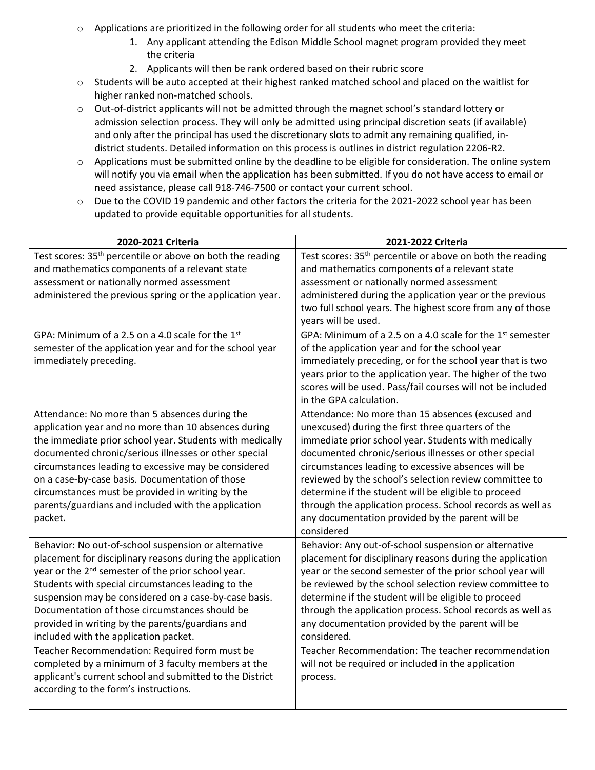- Applications are prioritized in the following order for all students who meet the criteria:
    1. Any applicant attending the Edison Middle School magnet program provided they meet the criteria
    2. Applicants will then be rank ordered based on their rubric score
- Students will be auto accepted at their highest ranked matched school and placed on the waitlist for higher ranked non-matched schools.
- Out-of-district applicants will not be admitted through the magnet school's standard lottery or admission selection process. They will only be admitted using principal discretion seats (if available) and only after the principal has used the discretionary slots to admit any remaining qualified, in-district students. Detailed information on this process is outlines in district regulation 2206-R2.
- Applications must be submitted online by the deadline to be eligible for consideration. The online system will notify you via email when the application has been submitted. If you do not have access to email or need assistance, please call 918-746-7500 or contact your current school.
- Due to the COVID 19 pandemic and other factors the criteria for the 2021-2022 school year has been updated to provide equitable opportunities for all students.

| 2020-2021 Criteria | 2021-2022 Criteria |
|---|---|
| Test scores: 35th percentile or above on both the reading and mathematics components of a relevant state assessment or nationally normed assessment administered the previous spring or the application year. | Test scores: 35th percentile or above on both the reading and mathematics components of a relevant state assessment or nationally normed assessment administered during the application year or the previous two full school years. The highest score from any of those years will be used. |
| GPA: Minimum of a 2.5 on a 4.0 scale for the 1st semester of the application year and for the school year immediately preceding. | GPA: Minimum of a 2.5 on a 4.0 scale for the 1st semester of the application year and for the school year immediately preceding, or for the school year that is two years prior to the application year. The higher of the two scores will be used. Pass/fail courses will not be included in the GPA calculation. |
| Attendance: No more than 5 absences during the application year and no more than 10 absences during the immediate prior school year. Students with medically documented chronic/serious illnesses or other special circumstances leading to excessive may be considered on a case-by-case basis. Documentation of those circumstances must be provided in writing by the parents/guardians and included with the application packet. | Attendance: No more than 15 absences (excused and unexcused) during the first three quarters of the immediate prior school year. Students with medically documented chronic/serious illnesses or other special circumstances leading to excessive absences will be reviewed by the school's selection review committee to determine if the student will be eligible to proceed through the application process. School records as well as any documentation provided by the parent will be considered |
| Behavior: No out-of-school suspension or alternative placement for disciplinary reasons during the application year or the 2nd semester of the prior school year. Students with special circumstances leading to the suspension may be considered on a case-by-case basis. Documentation of those circumstances should be provided in writing by the parents/guardians and included with the application packet. | Behavior: Any out-of-school suspension or alternative placement for disciplinary reasons during the application year or the second semester of the prior school year will be reviewed by the school selection review committee to determine if the student will be eligible to proceed through the application process. School records as well as any documentation provided by the parent will be considered. |
| Teacher Recommendation: Required form must be completed by a minimum of 3 faculty members at the applicant's current school and submitted to the District according to the form's instructions. | Teacher Recommendation: The teacher recommendation will not be required or included in the application process. |